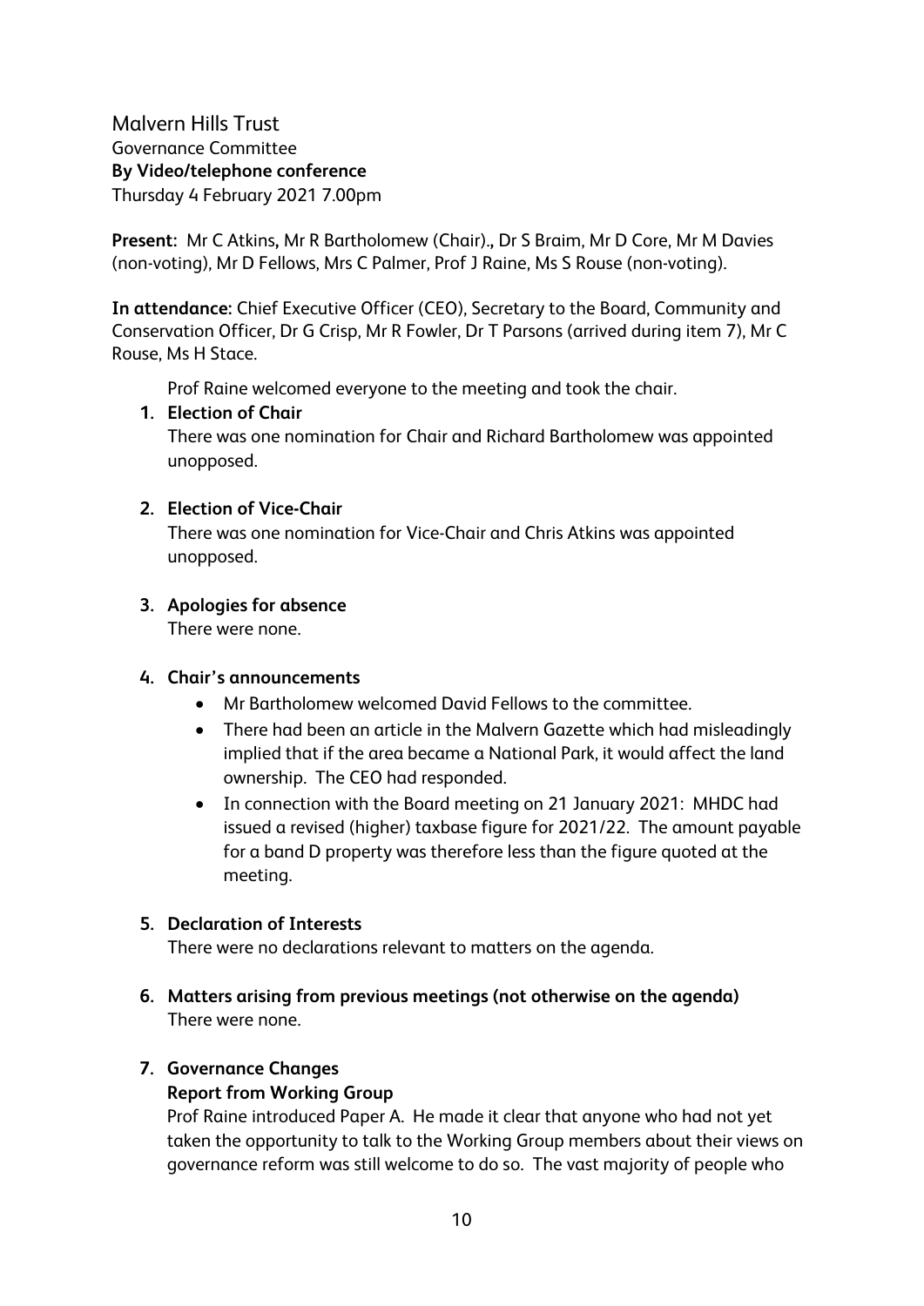# Malvern Hills Trust

Governance Committee

**By Video/telephone conference**

Thursday 4 February 2021 7.00pm

**Present:** Mr C Atkins, Mr R Bartholomew (Chair)., Dr S Braim, Mr D Core, Mr M Davies (non-voting), Mr D Fellows, Mrs C Palmer, Prof J Raine, Ms S Rouse (non-voting).

**In attendance:** Chief Executive Officer (CEO), Secretary to the Board, Community and Conservation Officer, Dr G Crisp, Mr R Fowler, Dr T Parsons (arrived during item 7), Mr C Rouse, Ms H Stace.

Prof Raine welcomed everyone to the meeting and took the chair.

1. **Election of Chair**

   There was one nomination for Chair and Richard Bartholomew was appointed unopposed.

2. **Election of Vice-Chair**

   There was one nomination for Vice-Chair and Chris Atkins was appointed unopposed.

3. **Apologies for absence**

   There were none.

4. **Chair's announcements**
   - Mr Bartholomew welcomed David Fellows to the committee.
   - There had been an article in the Malvern Gazette which had misleadingly implied that if the area became a National Park, it would affect the land ownership. The CEO had responded.
   - In connection with the Board meeting on 21 January 2021: MHDC had issued a revised (higher) taxbase figure for 2021/22. The amount payable for a band D property was therefore less than the figure quoted at the meeting.

5. **Declaration of Interests**

   There were no declarations relevant to matters on the agenda.

6. **Matters arising from previous meetings (not otherwise on the agenda)**

   There were none.

7. **Governance Changes**

   **Report from Working Group**

   Prof Raine introduced Paper A. He made it clear that anyone who had not yet taken the opportunity to talk to the Working Group members about their views on governance reform was still welcome to do so. The vast majority of people who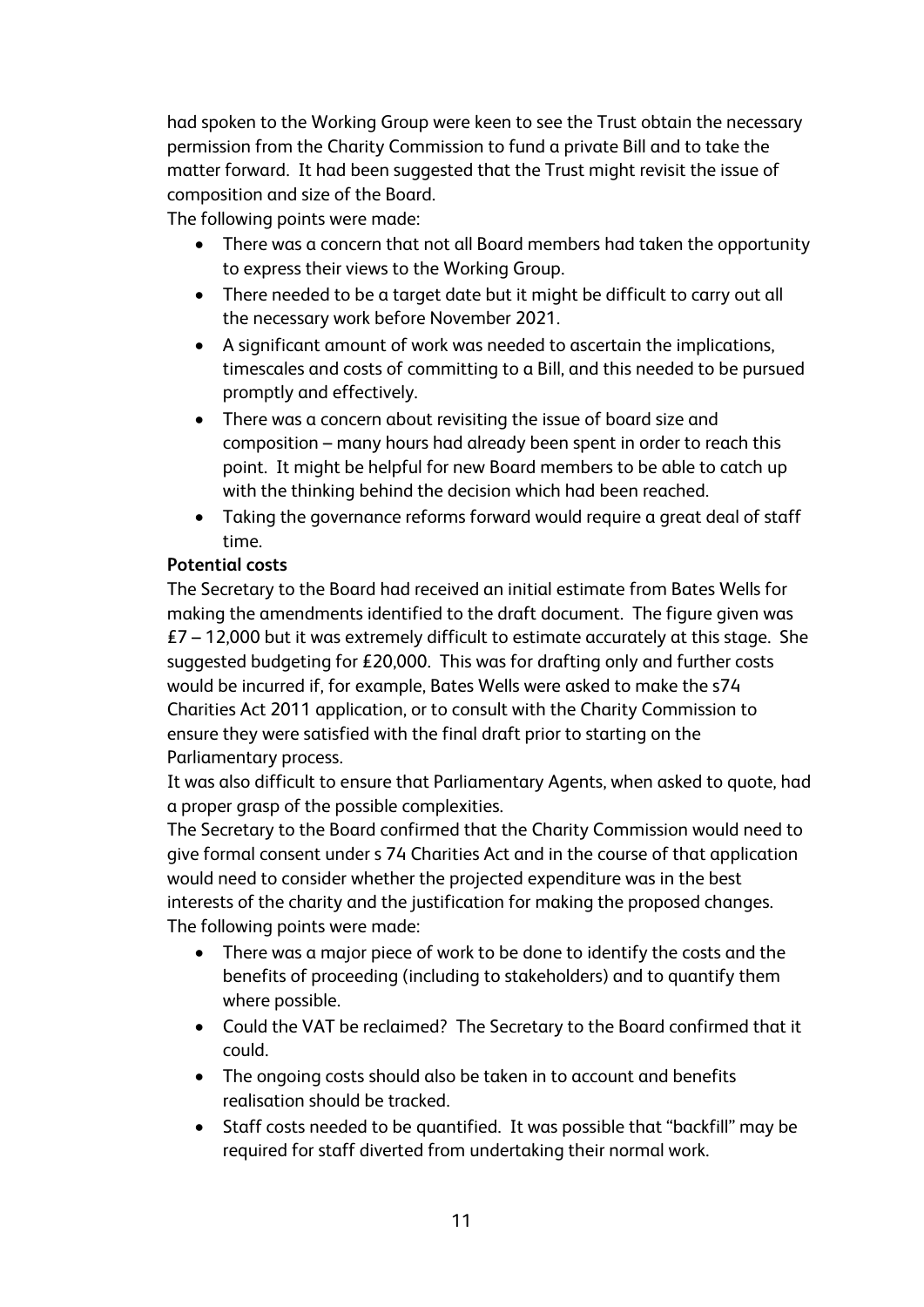had spoken to the Working Group were keen to see the Trust obtain the necessary permission from the Charity Commission to fund a private Bill and to take the matter forward. It had been suggested that the Trust might revisit the issue of composition and size of the Board.

The following points were made:

- There was a concern that not all Board members had taken the opportunity to express their views to the Working Group.
- There needed to be a target date but it might be difficult to carry out all the necessary work before November 2021.
- A significant amount of work was needed to ascertain the implications, timescales and costs of committing to a Bill, and this needed to be pursued promptly and effectively.
- There was a concern about revisiting the issue of board size and composition – many hours had already been spent in order to reach this point. It might be helpful for new Board members to be able to catch up with the thinking behind the decision which had been reached.
- Taking the governance reforms forward would require a great deal of staff time.

**Potential costs**

The Secretary to the Board had received an initial estimate from Bates Wells for making the amendments identified to the draft document. The figure given was £7 – 12,000 but it was extremely difficult to estimate accurately at this stage. She suggested budgeting for £20,000. This was for drafting only and further costs would be incurred if, for example, Bates Wells were asked to make the s74 Charities Act 2011 application, or to consult with the Charity Commission to ensure they were satisfied with the final draft prior to starting on the Parliamentary process.

It was also difficult to ensure that Parliamentary Agents, when asked to quote, had a proper grasp of the possible complexities.

The Secretary to the Board confirmed that the Charity Commission would need to give formal consent under s 74 Charities Act and in the course of that application would need to consider whether the projected expenditure was in the best interests of the charity and the justification for making the proposed changes.

The following points were made:

- There was a major piece of work to be done to identify the costs and the benefits of proceeding (including to stakeholders) and to quantify them where possible.
- Could the VAT be reclaimed? The Secretary to the Board confirmed that it could.
- The ongoing costs should also be taken in to account and benefits realisation should be tracked.
- Staff costs needed to be quantified. It was possible that "backfill" may be required for staff diverted from undertaking their normal work.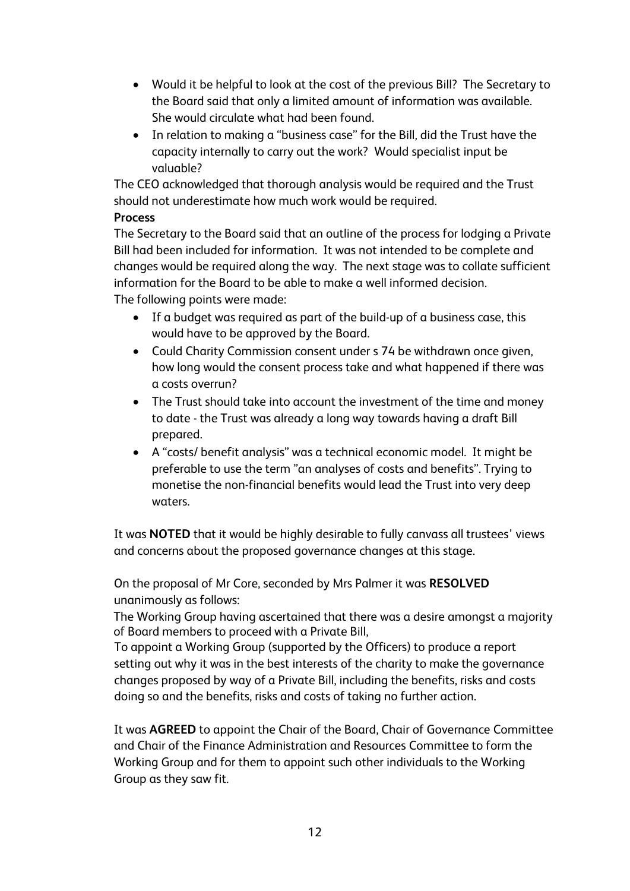- Would it be helpful to look at the cost of the previous Bill? The Secretary to the Board said that only a limited amount of information was available. She would circulate what had been found.
- In relation to making a "business case" for the Bill, did the Trust have the capacity internally to carry out the work? Would specialist input be valuable?

The CEO acknowledged that thorough analysis would be required and the Trust should not underestimate how much work would be required.

**Process**

The Secretary to the Board said that an outline of the process for lodging a Private Bill had been included for information. It was not intended to be complete and changes would be required along the way. The next stage was to collate sufficient information for the Board to be able to make a well informed decision.

The following points were made:

- If a budget was required as part of the build-up of a business case, this would have to be approved by the Board.
- Could Charity Commission consent under s 74 be withdrawn once given, how long would the consent process take and what happened if there was a costs overrun?
- The Trust should take into account the investment of the time and money to date - the Trust was already a long way towards having a draft Bill prepared.
- A "costs/ benefit analysis" was a technical economic model. It might be preferable to use the term "an analyses of costs and benefits". Trying to monetise the non-financial benefits would lead the Trust into very deep waters.

It was **NOTED** that it would be highly desirable to fully canvass all trustees' views and concerns about the proposed governance changes at this stage.

On the proposal of Mr Core, seconded by Mrs Palmer it was **RESOLVED** unanimously as follows:

The Working Group having ascertained that there was a desire amongst a majority of Board members to proceed with a Private Bill,

To appoint a Working Group (supported by the Officers) to produce a report setting out why it was in the best interests of the charity to make the governance changes proposed by way of a Private Bill, including the benefits, risks and costs doing so and the benefits, risks and costs of taking no further action.

It was **AGREED** to appoint the Chair of the Board, Chair of Governance Committee and Chair of the Finance Administration and Resources Committee to form the Working Group and for them to appoint such other individuals to the Working Group as they saw fit.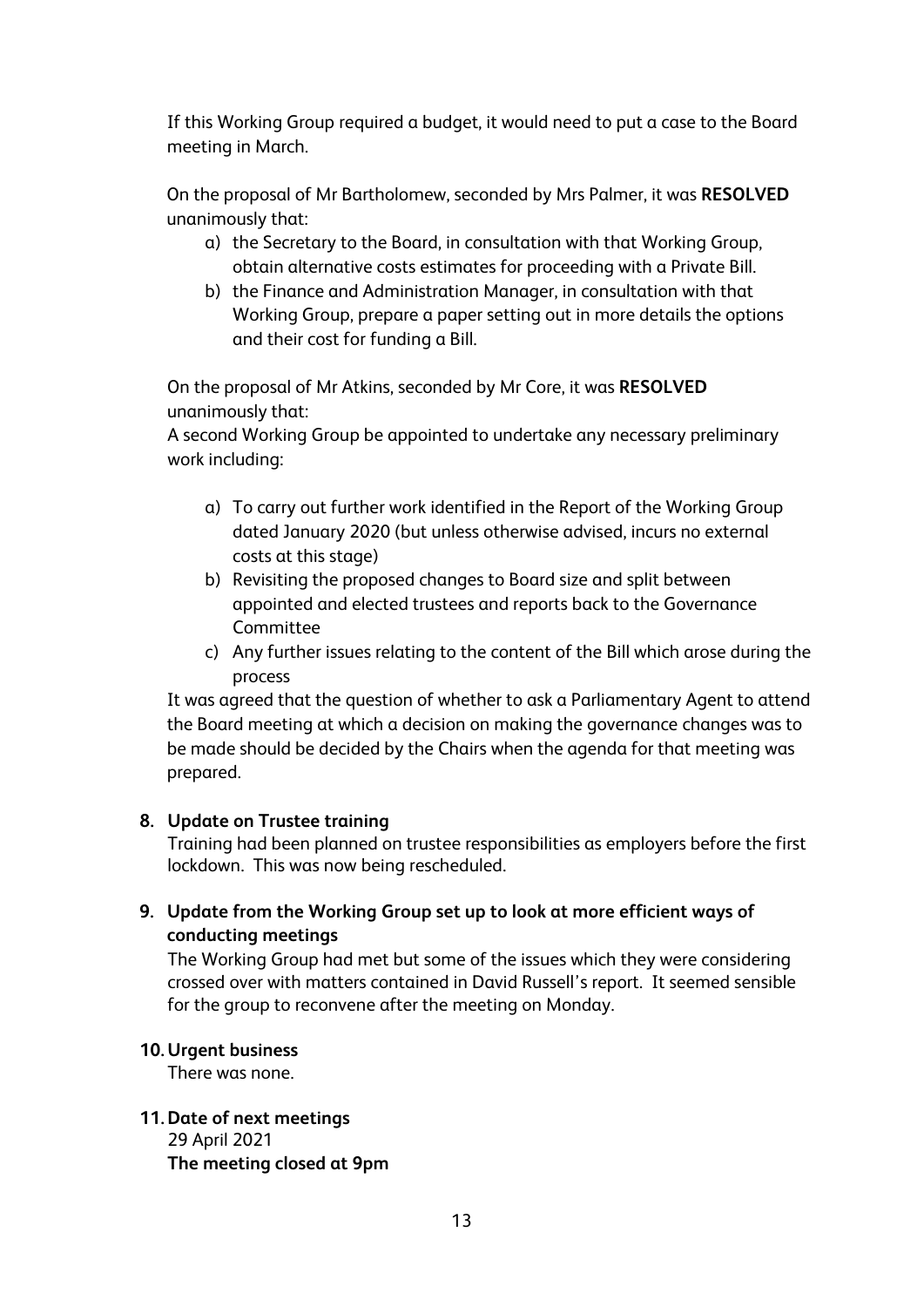If this Working Group required a budget, it would need to put a case to the Board meeting in March.

On the proposal of Mr Bartholomew, seconded by Mrs Palmer, it was **RESOLVED** unanimously that:

a) the Secretary to the Board, in consultation with that Working Group, obtain alternative costs estimates for proceeding with a Private Bill.
b) the Finance and Administration Manager, in consultation with that Working Group, prepare a paper setting out in more details the options and their cost for funding a Bill.

On the proposal of Mr Atkins, seconded by Mr Core, it was **RESOLVED** unanimously that:
A second Working Group be appointed to undertake any necessary preliminary work including:

a) To carry out further work identified in the Report of the Working Group dated January 2020 (but unless otherwise advised, incurs no external costs at this stage)
b) Revisiting the proposed changes to Board size and split between appointed and elected trustees and reports back to the Governance Committee
c) Any further issues relating to the content of the Bill which arose during the process

It was agreed that the question of whether to ask a Parliamentary Agent to attend the Board meeting at which a decision on making the governance changes was to be made should be decided by the Chairs when the agenda for that meeting was prepared.

**8. Update on Trustee training**

Training had been planned on trustee responsibilities as employers before the first lockdown. This was now being rescheduled.

**9. Update from the Working Group set up to look at more efficient ways of conducting meetings**

The Working Group had met but some of the issues which they were considering crossed over with matters contained in David Russell's report. It seemed sensible for the group to reconvene after the meeting on Monday.

**10. Urgent business**

There was none.

**11. Date of next meetings**

29 April 2021

**The meeting closed at 9pm**